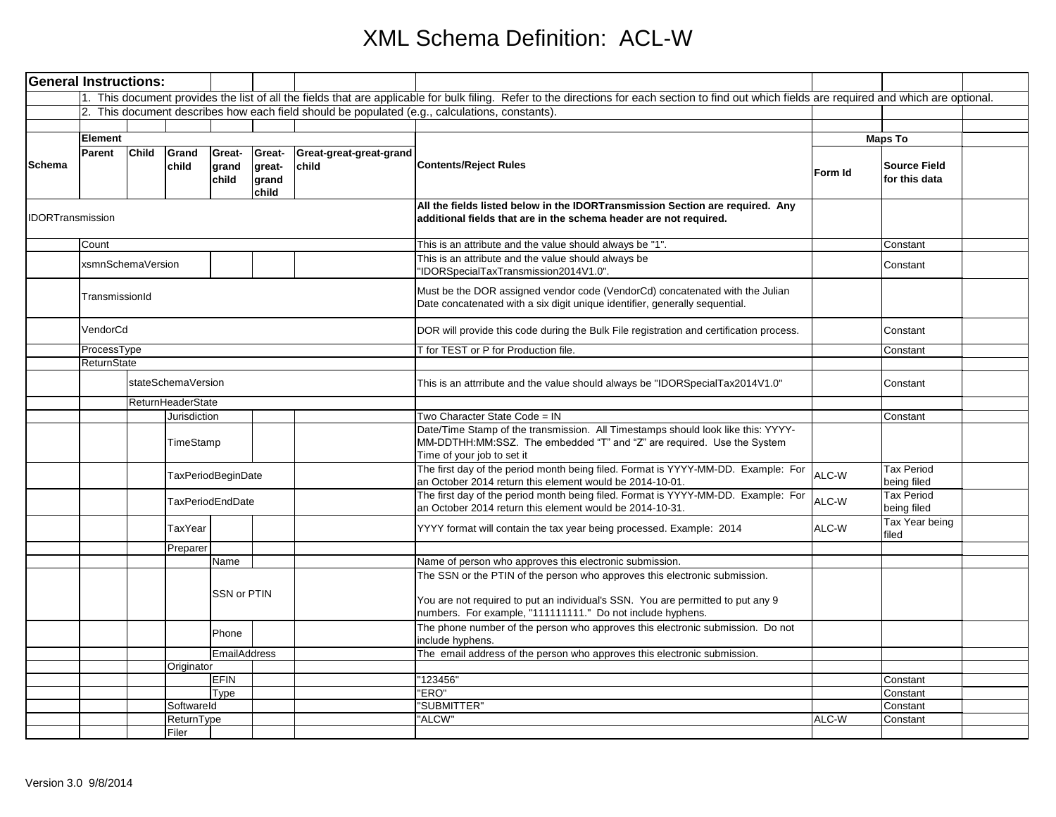# XML Schema Definition: ACL-W

| Schema | Parent | Child | Grand child | Great-grand child | Great-great-grand child | Great-great-great-grand child | Contents/Reject Rules | Form Id | Source Field for this data | |
|---|---|---|---|---|---|---|---|---|---|---|
| **General Instructions:** | | | | | | | | | | |
| | 1. This document provides the list of all the fields that are applicable for bulk filing. Refer to the directions for each section to find out which fields are required and which are optional. | | | | | | | | | |
| | 2. This document describes how each field should be populated (e.g., calculations, constants). | | | | | | | | | |
| IDORTransmission | | | | | | | **All the fields listed below in the IDORTransmission Section are required. Any additional fields that are in the schema header are not required.** | | | |
| | Count | | | | | | This is an attribute and the value should always be "1". | | Constant | |
| | xsmnSchemaVersion | | | | | | This is an attribute and the value should always be "IDORSpecialTaxTransmission2014V1.0". | | Constant | |
| | TransmissionId | | | | | | Must be the DOR assigned vendor code (VendorCd) concatenated with the Julian Date concatenated with a six digit unique identifier, generally sequential. | | | |
| | VendorCd | | | | | | DOR will provide this code during the Bulk File registration and certification process. | | Constant | |
| | ProcessType | | | | | | T for TEST or P for Production file. | | Constant | |
| | ReturnState | | | | | | | | | |
| | | stateSchemaVersion | | | | | This is an attrribute and the value should always be "IDORSpecialTax2014V1.0" | | Constant | |
| | | ReturnHeaderState | | | | | | | | |
| | | | Jurisdiction | | | | Two Character State Code = IN | | Constant | |
| | | | TimeStamp | | | | Date/Time Stamp of the transmission. All Timestamps should look like this: YYYY-MM-DDTHH:MM:SSZ. The embedded "T" and "Z" are required. Use the System Time of your job to set it | | | |
| | | | TaxPeriodBeginDate | | | | The first day of the period month being filed. Format is YYYY-MM-DD. Example: For an October 2014 return this element would be 2014-10-01. | ALC-W | Tax Period being filed | |
| | | | TaxPeriodEndDate | | | | The first day of the period month being filed. Format is YYYY-MM-DD. Example: For an October 2014 return this element would be 2014-10-31. | ALC-W | Tax Period being filed | |
| | | | TaxYear | | | | YYYY format will contain the tax year being processed. Example: 2014 | ALC-W | Tax Year being filed | |
| | | | Preparer | | | | | | | |
| | | | | Name | | | Name of person who approves this electronic submission. | | | |
| | | | | SSN or PTIN | | | The SSN or the PTIN of the person who approves this electronic submission.<br><br>You are not required to put an individual's SSN. You are permitted to put any 9 numbers. For example, "111111111." Do not include hyphens. | | | |
| | | | | Phone | | | The phone number of the person who approves this electronic submission. Do not include hyphens. | | | |
| | | | | EmailAddress | | | The email address of the person who approves this electronic submission. | | | |
| | | | Originator | | | | | | | |
| | | | | EFIN | | | "123456" | | Constant | |
| | | | | Type | | | "ERO" | | Constant | |
| | | | SoftwareId | | | | "SUBMITTER" | | Constant | |
| | | | ReturnType | | | | "ALCW" | ALC-W | Constant | |
| | | | Filer | | | | | | | |

Version 3.0 9/8/2014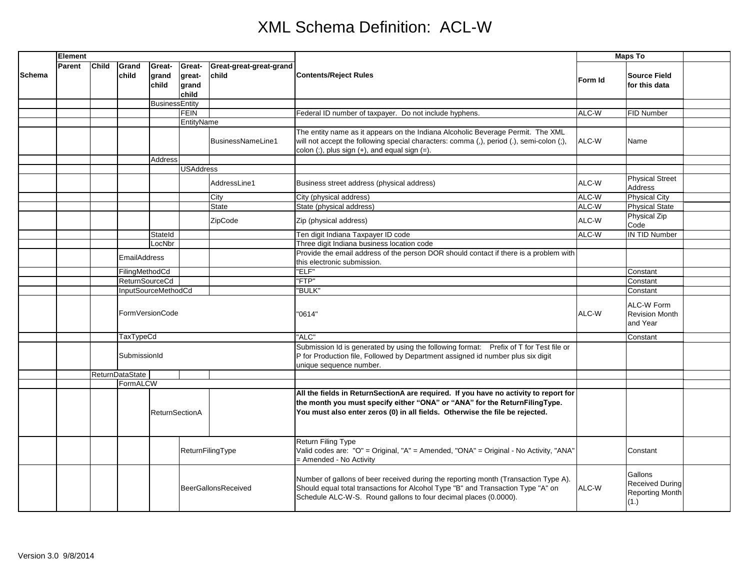# XML Schema Definition: ACL-W

| Schema | Element | | | | | | Contents/Reject Rules | Maps To | | |
|---|---|---|---|---|---|---|---|---|---|---|
| | Parent | Child | Grand child | Great-grand child | Great-great-grand child | Great-great-great-grand child | | Form Id | Source Field for this data | |
| | | | | BusinessEntity | | | | | | |
| | | | | | FEIN | | Federal ID number of taxpayer. Do not include hyphens. | ALC-W | FID Number | |
| | | | | | EntityName | | | | | |
| | | | | | | BusinessNameLine1 | The entity name as it appears on the Indiana Alcoholic Beverage Permit. The XML will not accept the following special characters: comma (,), period (.), semi-colon (;), colon (:), plus sign (+), and equal sign (=). | ALC-W | Name | |
| | | | | Address | | | | | | |
| | | | | | USAddress | | | | | |
| | | | | | | AddressLine1 | Business street address (physical address) | ALC-W | Physical Street Address | |
| | | | | | | City | City (physical address) | ALC-W | Physical City | |
| | | | | | | State | State (physical address) | ALC-W | Physical State | |
| | | | | | | ZipCode | Zip (physical address) | ALC-W | Physical Zip Code | |
| | | | | StateId | | | Ten digit Indiana Taxpayer ID code | ALC-W | IN TID Number | |
| | | | | LocNbr | | | Three digit Indiana business location code | | | |
| | | | EmailAddress | | | | Provide the email address of the person DOR should contact if there is a problem with this electronic submission. | | | |
| | | | FilingMethodCd | | | | "ELF" | | Constant | |
| | | | ReturnSourceCd | | | | "FTP" | | Constant | |
| | | | InputSourceMethodCd | | | | "BULK" | | Constant | |
| | | | FormVersionCode | | | | "0614" | ALC-W | ALC-W Form Revision Month and Year | |
| | | | TaxTypeCd | | | | "ALC" | | Constant | |
| | | | SubmissionId | | | | Submission Id is generated by using the following format: Prefix of T for Test file or P for Production file, Followed by Department assigned id number plus six digit unique sequence number. | | | |
| | | ReturnDataState | | | | | | | | |
| | | | FormALCW | | | | | | | |
| | | | | ReturnSectionA | | | **All the fields in ReturnSectionA are required. If you have no activity to report for the month you must specify either "ONA" or "ANA" for the ReturnFilingType. You must also enter zeros (0) in all fields. Otherwise the file be rejected.** | | | |
| | | | | | ReturnFilingType | | Return Filing Type<br>Valid codes are: "O" = Original, "A" = Amended, "ONA" = Original - No Activity, "ANA" = Amended - No Activity | | Constant | |
| | | | | | BeerGallonsReceived | | Number of gallons of beer received during the reporting month (Transaction Type A). Should equal total transactions for Alcohol Type "B" and Transaction Type "A" on Schedule ALC-W-S. Round gallons to four decimal places (0.0000). | ALC-W | Gallons Received During Reporting Month (1.) | |

Version 3.0 9/8/2014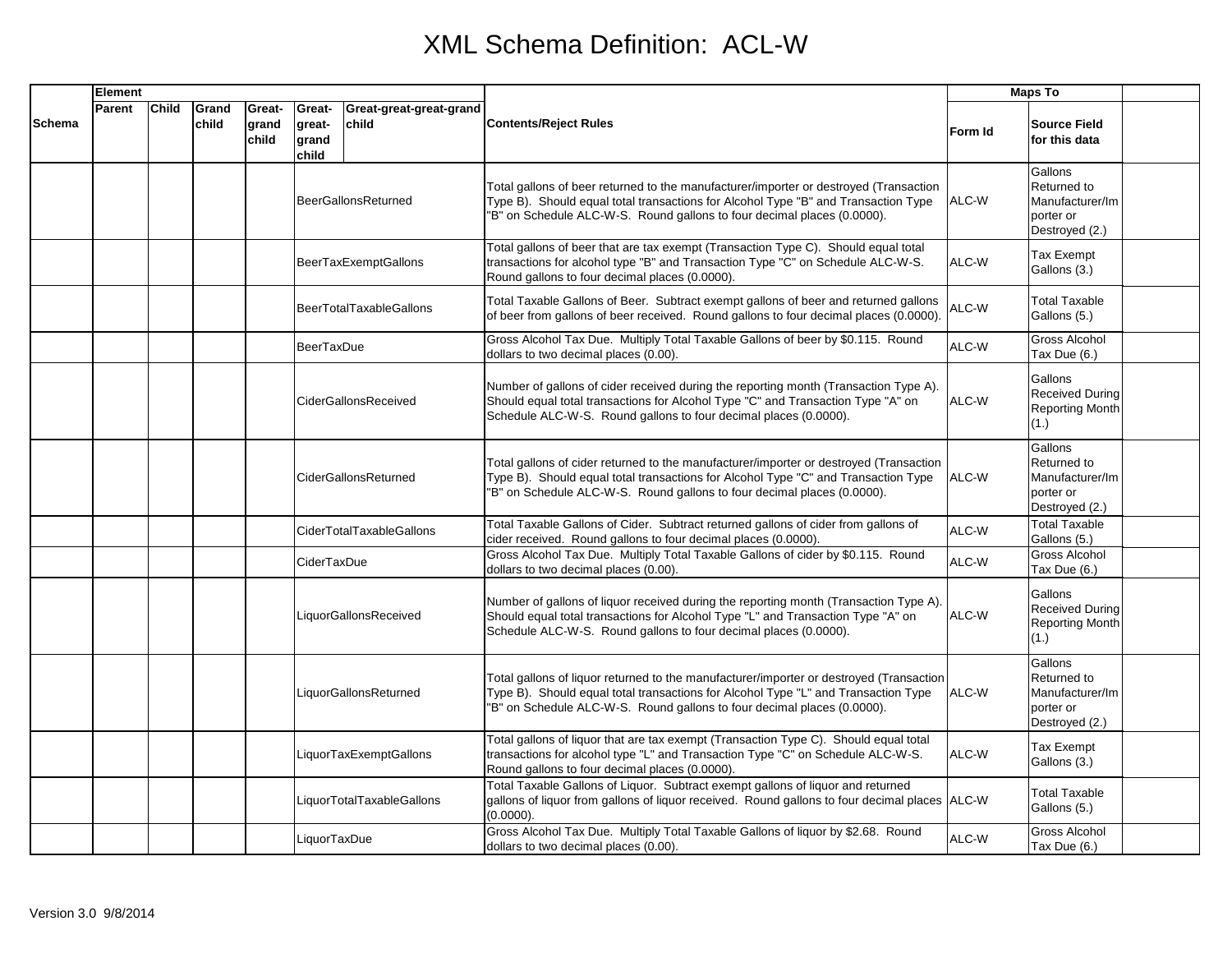# XML Schema Definition: ACL-W

| Schema | Element | | | | | | Contents/Reject Rules | Maps To | | |
|---|---|---|---|---|---|---|---|---|---|---|
| | Parent | Child | Grand child | Great-grand child | Great-great-grand child | Great-great-great-grand child | | Form Id | Source Field for this data | |
| | | | | | BeerGallonsReturned | | Total gallons of beer returned to the manufacturer/importer or destroyed (Transaction Type B). Should equal total transactions for Alcohol Type "B" and Transaction Type "B" on Schedule ALC-W-S. Round gallons to four decimal places (0.0000). | ALC-W | Gallons Returned to Manufacturer/Importer or Destroyed (2.) | |
| | | | | | BeerTaxExemptGallons | | Total gallons of beer that are tax exempt (Transaction Type C). Should equal total transactions for alcohol type "B" and Transaction Type "C" on Schedule ALC-W-S. Round gallons to four decimal places (0.0000). | ALC-W | Tax Exempt Gallons (3.) | |
| | | | | | BeerTotalTaxableGallons | | Total Taxable Gallons of Beer. Subtract exempt gallons of beer and returned gallons of beer from gallons of beer received. Round gallons to four decimal places (0.0000). | ALC-W | Total Taxable Gallons (5.) | |
| | | | | | BeerTaxDue | | Gross Alcohol Tax Due. Multiply Total Taxable Gallons of beer by $0.115. Round dollars to two decimal places (0.00). | ALC-W | Gross Alcohol Tax Due (6.) | |
| | | | | | CiderGallonsReceived | | Number of gallons of cider received during the reporting month (Transaction Type A). Should equal total transactions for Alcohol Type "C" and Transaction Type "A" on Schedule ALC-W-S. Round gallons to four decimal places (0.0000). | ALC-W | Gallons Received During Reporting Month (1.) | |
| | | | | | CiderGallonsReturned | | Total gallons of cider returned to the manufacturer/importer or destroyed (Transaction Type B). Should equal total transactions for Alcohol Type "C" and Transaction Type "B" on Schedule ALC-W-S. Round gallons to four decimal places (0.0000). | ALC-W | Gallons Returned to Manufacturer/Importer or Destroyed (2.) | |
| | | | | | CiderTotalTaxableGallons | | Total Taxable Gallons of Cider. Subtract returned gallons of cider from gallons of cider received. Round gallons to four decimal places (0.0000). | ALC-W | Total Taxable Gallons (5.) | |
| | | | | | CiderTaxDue | | Gross Alcohol Tax Due. Multiply Total Taxable Gallons of cider by $0.115. Round dollars to two decimal places (0.00). | ALC-W | Gross Alcohol Tax Due (6.) | |
| | | | | | LiquorGallonsReceived | | Number of gallons of liquor received during the reporting month (Transaction Type A). Should equal total transactions for Alcohol Type "L" and Transaction Type "A" on Schedule ALC-W-S. Round gallons to four decimal places (0.0000). | ALC-W | Gallons Received During Reporting Month (1.) | |
| | | | | | LiquorGallonsReturned | | Total gallons of liquor returned to the manufacturer/importer or destroyed (Transaction Type B). Should equal total transactions for Alcohol Type "L" and Transaction Type "B" on Schedule ALC-W-S. Round gallons to four decimal places (0.0000). | ALC-W | Gallons Returned to Manufacturer/Importer or Destroyed (2.) | |
| | | | | | LiquorTaxExemptGallons | | Total gallons of liquor that are tax exempt (Transaction Type C). Should equal total transactions for alcohol type "L" and Transaction Type "C" on Schedule ALC-W-S. Round gallons to four decimal places (0.0000). | ALC-W | Tax Exempt Gallons (3.) | |
| | | | | | LiquorTotalTaxableGallons | | Total Taxable Gallons of Liquor. Subtract exempt gallons of liquor and returned gallons of liquor from gallons of liquor received. Round gallons to four decimal places (0.0000). | ALC-W | Total Taxable Gallons (5.) | |
| | | | | | LiquorTaxDue | | Gross Alcohol Tax Due. Multiply Total Taxable Gallons of liquor by $2.68. Round dollars to two decimal places (0.00). | ALC-W | Gross Alcohol Tax Due (6.) | |

Version 3.0 9/8/2014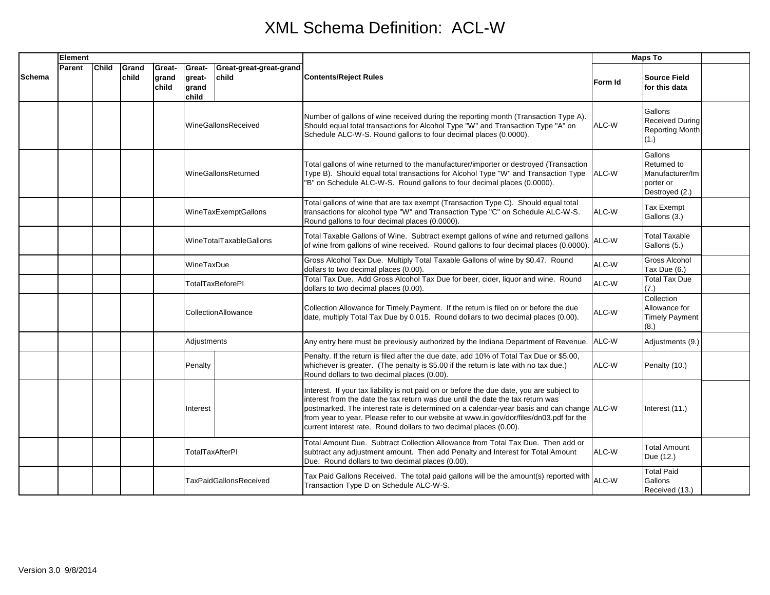# XML Schema Definition: ACL-W

| Schema | Element | | | | | | Contents/Reject Rules | Maps To | | |
|---|---|---|---|---|---|---|---|---|---|---|
| | Parent | Child | Grand child | Great-grand child | Great-great-grand child | Great-great-great-grand child | | Form Id | Source Field for this data | |
| | | | | | WineGallonsReceived | | Number of gallons of wine received during the reporting month (Transaction Type A). Should equal total transactions for Alcohol Type "W" and Transaction Type "A" on Schedule ALC-W-S. Round gallons to four decimal places (0.0000). | ALC-W | Gallons Received During Reporting Month (1.) | |
| | | | | | WineGallonsReturned | | Total gallons of wine returned to the manufacturer/importer or destroyed (Transaction Type B). Should equal total transactions for Alcohol Type "W" and Transaction Type "B" on Schedule ALC-W-S. Round gallons to four decimal places (0.0000). | ALC-W | Gallons Returned to Manufacturer/Importer or Destroyed (2.) | |
| | | | | | WineTaxExemptGallons | | Total gallons of wine that are tax exempt (Transaction Type C). Should equal total transactions for alcohol type "W" and Transaction Type "C" on Schedule ALC-W-S. Round gallons to four decimal places (0.0000). | ALC-W | Tax Exempt Gallons (3.) | |
| | | | | | WineTotalTaxableGallons | | Total Taxable Gallons of Wine. Subtract exempt gallons of wine and returned gallons of wine from gallons of wine received. Round gallons to four decimal places (0.0000). | ALC-W | Total Taxable Gallons (5.) | |
| | | | | | WineTaxDue | | Gross Alcohol Tax Due. Multiply Total Taxable Gallons of wine by $0.47. Round dollars to two decimal places (0.00). | ALC-W | Gross Alcohol Tax Due (6.) | |
| | | | | | TotalTaxBeforePI | | Total Tax Due. Add Gross Alcohol Tax Due for beer, cider, liquor and wine. Round dollars to two decimal places (0.00). | ALC-W | Total Tax Due (7.) | |
| | | | | | CollectionAllowance | | Collection Allowance for Timely Payment. If the return is filed on or before the due date, multiply Total Tax Due by 0.015. Round dollars to two decimal places (0.00). | ALC-W | Collection Allowance for Timely Payment (8.) | |
| | | | | | Adjustments | | Any entry here must be previously authorized by the Indiana Department of Revenue. | ALC-W | Adjustments (9.) | |
| | | | | | Penalty | | Penalty. If the return is filed after the due date, add 10% of Total Tax Due or $5.00, whichever is greater. (The penalty is $5.00 if the return is late with no tax due.) Round dollars to two decimal places (0.00). | ALC-W | Penalty (10.) | |
| | | | | | Interest | | Interest. If your tax liability is not paid on or before the due date, you are subject to interest from the date the tax return was due until the date the tax return was postmarked. The interest rate is determined on a calendar-year basis and can change from year to year. Please refer to our website at www.in.gov/dor/files/dn03.pdf for the current interest rate. Round dollars to two decimal places (0.00). | ALC-W | Interest (11.) | |
| | | | | | TotalTaxAfterPI | | Total Amount Due. Subtract Collection Allowance from Total Tax Due. Then add or subtract any adjustment amount. Then add Penalty and Interest for Total Amount Due. Round dollars to two decimal places (0.00). | ALC-W | Total Amount Due (12.) | |
| | | | | | TaxPaidGallonsReceived | | Tax Paid Gallons Received. The total paid gallons will be the amount(s) reported with Transaction Type D on Schedule ALC-W-S. | ALC-W | Total Paid Gallons Received (13.) | |

Version 3.0 9/8/2014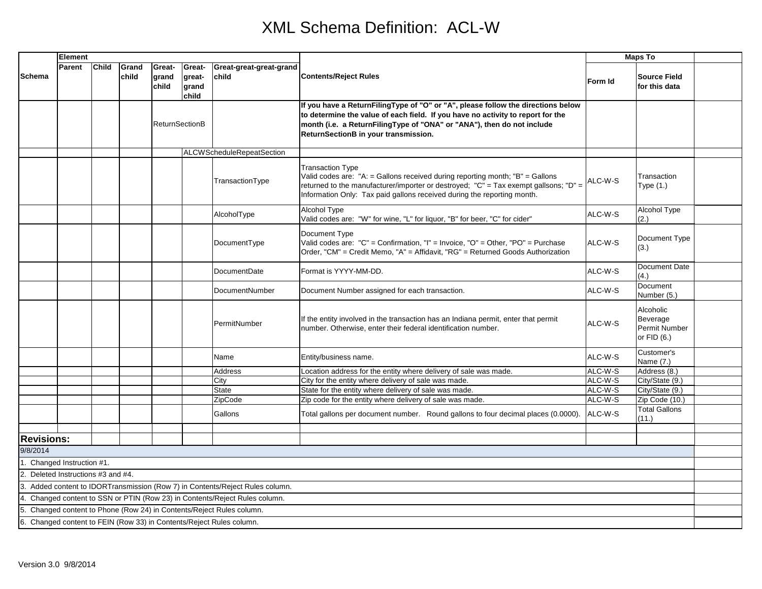# XML Schema Definition: ACL-W

| Schema | Element | | | | | | Contents/Reject Rules | Maps To | | |
|---|---|---|---|---|---|---|---|---|---|---|
| | Parent | Child | Grand child | Great-grand child | Great-great-grand child | Great-great-great-grand child | | Form Id | Source Field for this data | |
| | | | | ReturnSectionB | | | **If you have a ReturnFilingType of "O" or "A", please follow the directions below to determine the value of each field. If you have no activity to report for the month (i.e. a ReturnFilingType of "ONA" or "ANA"), then do not include ReturnSectionB in your transmission.** | | | |
| | | | | | ALCWScheduleRepeatSection | | | | | |
| | | | | | | TransactionType | Transaction Type<br>Valid codes are: "A: = Gallons received during reporting month; "B" = Gallons returned to the manufacturer/importer or destroyed; "C" = Tax exempt gallsons; "D" = Information Only: Tax paid gallons received during the reporting month. | ALC-W-S | Transaction Type (1.) | |
| | | | | | | AlcoholType | Alcohol Type<br>Valid codes are: "W" for wine, "L" for liquor, "B" for beer, "C" for cider" | ALC-W-S | Alcohol Type (2.) | |
| | | | | | | DocumentType | Document Type<br>Valid codes are: "C" = Confirmation, "I" = Invoice, "O" = Other, "PO" = Purchase Order, "CM" = Credit Memo, "A" = Affidavit, "RG" = Returned Goods Authorization | ALC-W-S | Document Type (3.) | |
| | | | | | | DocumentDate | Format is YYYY-MM-DD. | ALC-W-S | Document Date (4.) | |
| | | | | | | DocumentNumber | Document Number assigned for each transaction. | ALC-W-S | Document Number (5.) | |
| | | | | | | PermitNumber | If the entity involved in the transaction has an Indiana permit, enter that permit number. Otherwise, enter their federal identification number. | ALC-W-S | Alcoholic Beverage Permit Number or FID (6.) | |
| | | | | | | Name | Entity/business name. | ALC-W-S | Customer's Name (7.) | |
| | | | | | | Address | Location address for the entity where delivery of sale was made. | ALC-W-S | Address (8.) | |
| | | | | | | City | City for the entity where delivery of sale was made. | ALC-W-S | City/State (9.) | |
| | | | | | | State | State for the entity where delivery of sale was made. | ALC-W-S | City/State (9.) | |
| | | | | | | ZipCode | Zip code for the entity where delivery of sale was made. | ALC-W-S | Zip Code (10.) | |
| | | | | | | Gallons | Total gallons per document number. Round gallons to four decimal places (0.0000). | ALC-W-S | Total Gallons (11.) | |

**Revisions:**

9/8/2014

1. Changed Instruction #1.
2. Deleted Instructions #3 and #4.
3. Added content to IDORTransmission (Row 7) in Contents/Reject Rules column.
4. Changed content to SSN or PTIN (Row 23) in Contents/Reject Rules column.
5. Changed content to Phone (Row 24) in Contents/Reject Rules column.
6. Changed content to FEIN (Row 33) in Contents/Reject Rules column.

Version 3.0 9/8/2014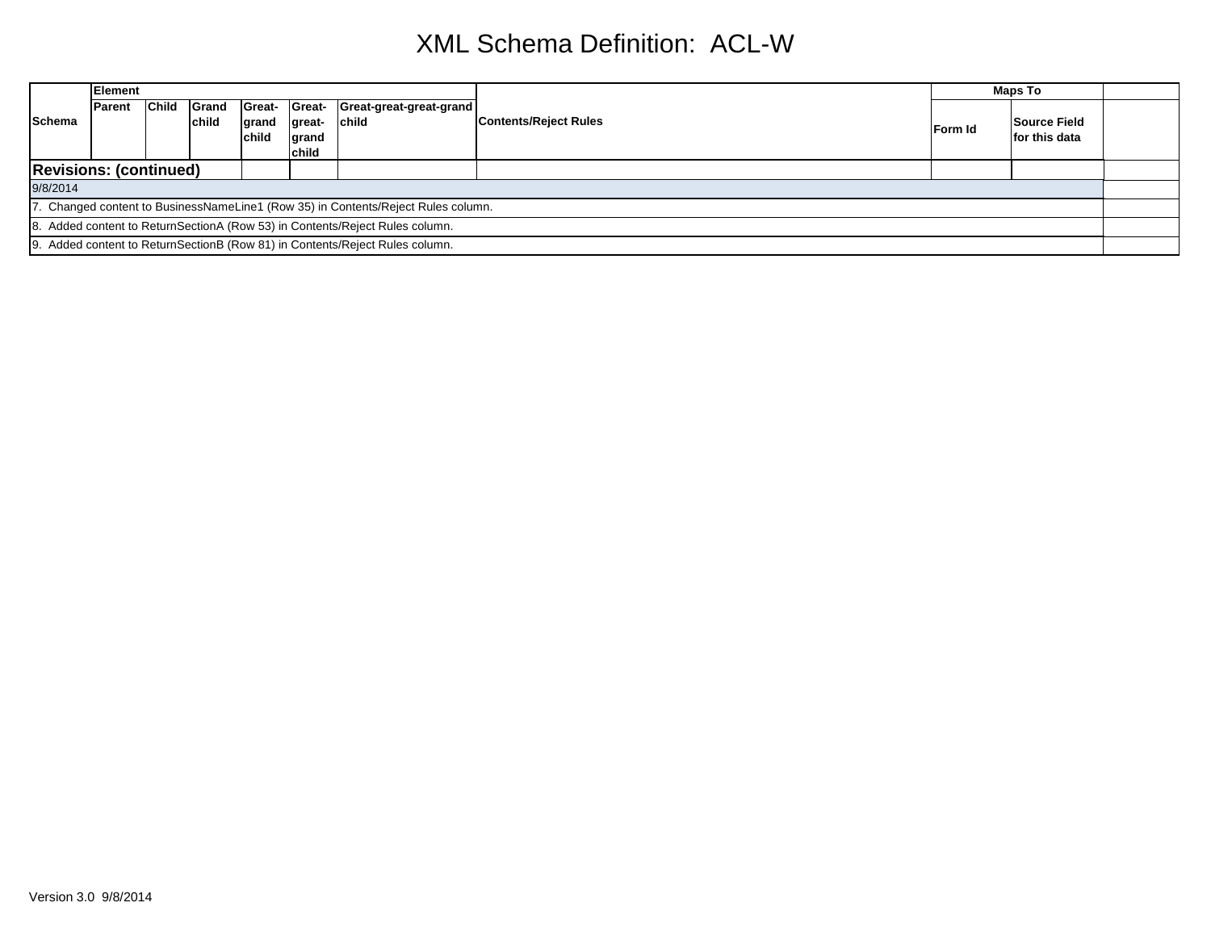# XML Schema Definition: ACL-W

| Schema | Element | | | | | | Contents/Reject Rules | Maps To | | |
|---|---|---|---|---|---|---|---|---|---|---|
| | Parent | Child | Grand child | Great-grand child | Great-great-grand child | Great-great-great-grand child | | Form Id | Source Field for this data | |
| **Revisions: (continued)** | | | | | | | | | | |
| 9/8/2014 | | | | | | | | | | |
| 7. Changed content to BusinessNameLine1 (Row 35) in Contents/Reject Rules column. | | | | | | | | | | |
| 8. Added content to ReturnSectionA (Row 53) in Contents/Reject Rules column. | | | | | | | | | | |
| 9. Added content to ReturnSectionB (Row 81) in Contents/Reject Rules column. | | | | | | | | | | |

Version 3.0 9/8/2014